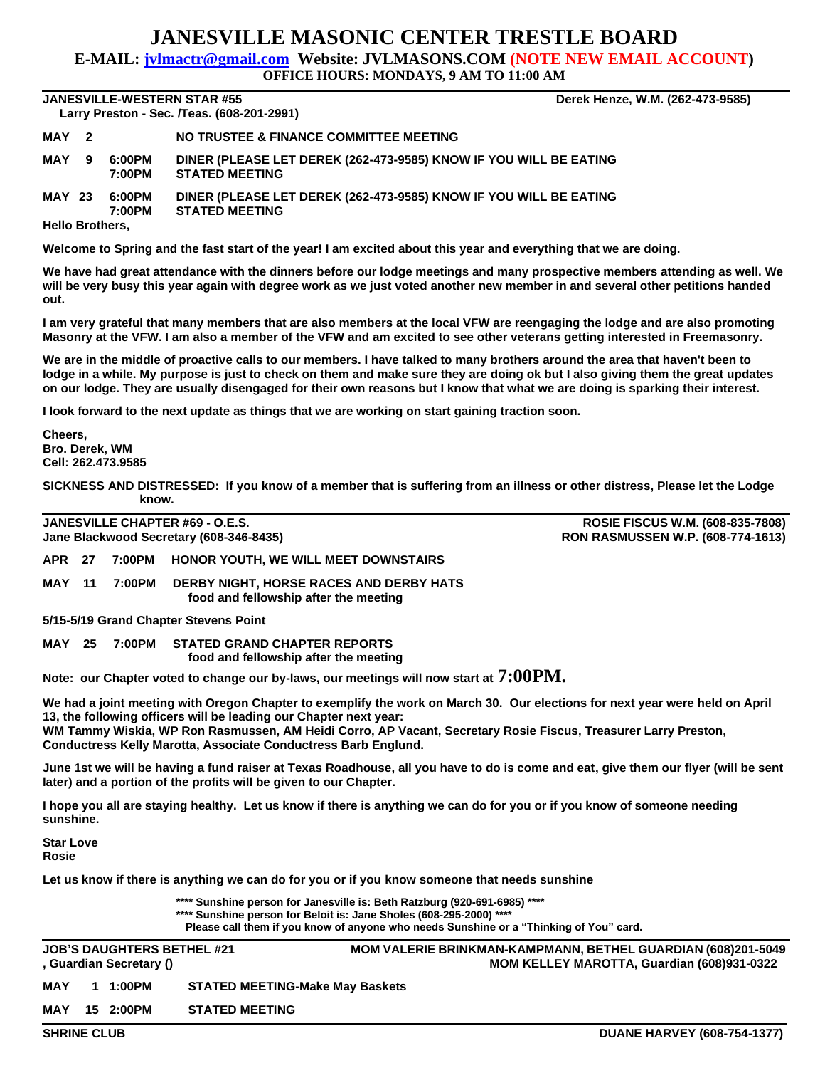# JANESVILLE MASONIC CENTER TRESTLE BOARD

**E-MAIL: jvlmactr@gmail.com Website: JVLMASONS.COM (NOTE NEW EMAIL ACCOUNT)**

**OFFICE HOURS: MONDAYS, 9 AM TO 11:00 AM**

---

**JANESVILLE-WESTERN STAR #55** — **Derek Henze, W.M. (262-473-9585)**

**Larry Preston - Sec. /Teas. (608-201-2991)**

| | | | |
|---|---|---|---|
| **MAY** | **2** | | **NO TRUSTEE & FINANCE COMMITTEE MEETING** |
| **MAY** | **9** | **6:00PM** | **DINER (PLEASE LET DEREK (262-473-9585) KNOW IF YOU WILL BE EATING** |
| | | **7:00PM** | **STATED MEETING** |
| **MAY** | **23** | **6:00PM** | **DINER (PLEASE LET DEREK (262-473-9585) KNOW IF YOU WILL BE EATING** |
| | | **7:00PM** | **STATED MEETING** |

**Hello Brothers,**

**Welcome to Spring and the fast start of the year! I am excited about this year and everything that we are doing.**

**We have had great attendance with the dinners before our lodge meetings and many prospective members attending as well. We will be very busy this year again with degree work as we just voted another new member in and several other petitions handed out.**

**I am very grateful that many members that are also members at the local VFW are reengaging the lodge and are also promoting Masonry at the VFW. I am also a member of the VFW and am excited to see other veterans getting interested in Freemasonry.**

**We are in the middle of proactive calls to our members. I have talked to many brothers around the area that haven't been to lodge in a while. My purpose is just to check on them and make sure they are doing ok but I also giving them the great updates on our lodge. They are usually disengaged for their own reasons but I know that what we are doing is sparking their interest.**

**I look forward to the next update as things that we are working on start gaining traction soon.**

**Cheers,**
**Bro. Derek, WM**
**Cell: 262.473.9585**

**SICKNESS AND DISTRESSED: If you know of a member that is suffering from an illness or other distress, Please let the Lodge know.**

---

**JANESVILLE CHAPTER #69 - O.E.S.** — **ROSIE FISCUS W.M. (608-835-7808)**

**Jane Blackwood Secretary (608-346-8435)** — **RON RASMUSSEN W.P. (608-774-1613)**

| | | | |
|---|---|---|---|
| **APR** | **27** | **7:00PM** | **HONOR YOUTH, WE WILL MEET DOWNSTAIRS** |
| **MAY** | **11** | **7:00PM** | **DERBY NIGHT, HORSE RACES AND DERBY HATS** |
| | | | **food and fellowship after the meeting** |

**5/15-5/19 Grand Chapter Stevens Point**

| | | | |
|---|---|---|---|
| **MAY** | **25** | **7:00PM** | **STATED GRAND CHAPTER REPORTS** |
| | | | **food and fellowship after the meeting** |

**Note: our Chapter voted to change our by-laws, our meetings will now start at 7:00PM.**

**We had a joint meeting with Oregon Chapter to exemplify the work on March 30. Our elections for next year were held on April 13, the following officers will be leading our Chapter next year:**
**WM Tammy Wiskia, WP Ron Rasmussen, AM Heidi Corro, AP Vacant, Secretary Rosie Fiscus, Treasurer Larry Preston, Conductress Kelly Marotta, Associate Conductress Barb Englund.**

**June 1st we will be having a fund raiser at Texas Roadhouse, all you have to do is come and eat, give them our flyer (will be sent later) and a portion of the profits will be given to our Chapter.**

**I hope you all are staying healthy. Let us know if there is anything we can do for you or if you know of someone needing sunshine.**

**Star Love**
**Rosie**

**Let us know if there is anything we can do for you or if you know someone that needs sunshine**

**\*\*\*\* Sunshine person for Janesville is: Beth Ratzburg (920-691-6985) \*\*\*\***
**\*\*\*\* Sunshine person for Beloit is: Jane Sholes (608-295-2000) \*\*\*\***
**Please call them if you know of anyone who needs Sunshine or a "Thinking of You" card.**

---

**JOB'S DAUGHTERS BETHEL #21** — **MOM VALERIE BRINKMAN-KAMPMANN, BETHEL GUARDIAN (608)201-5049**

**, Guardian Secretary ()** — **MOM KELLEY MAROTTA, Guardian (608)931-0322**

| | | | |
|---|---|---|---|
| **MAY** | **1** | **1:00PM** | **STATED MEETING-Make May Baskets** |
| **MAY** | **15** | **2:00PM** | **STATED MEETING** |

---

**SHRINE CLUB** — **DUANE HARVEY (608-754-1377)**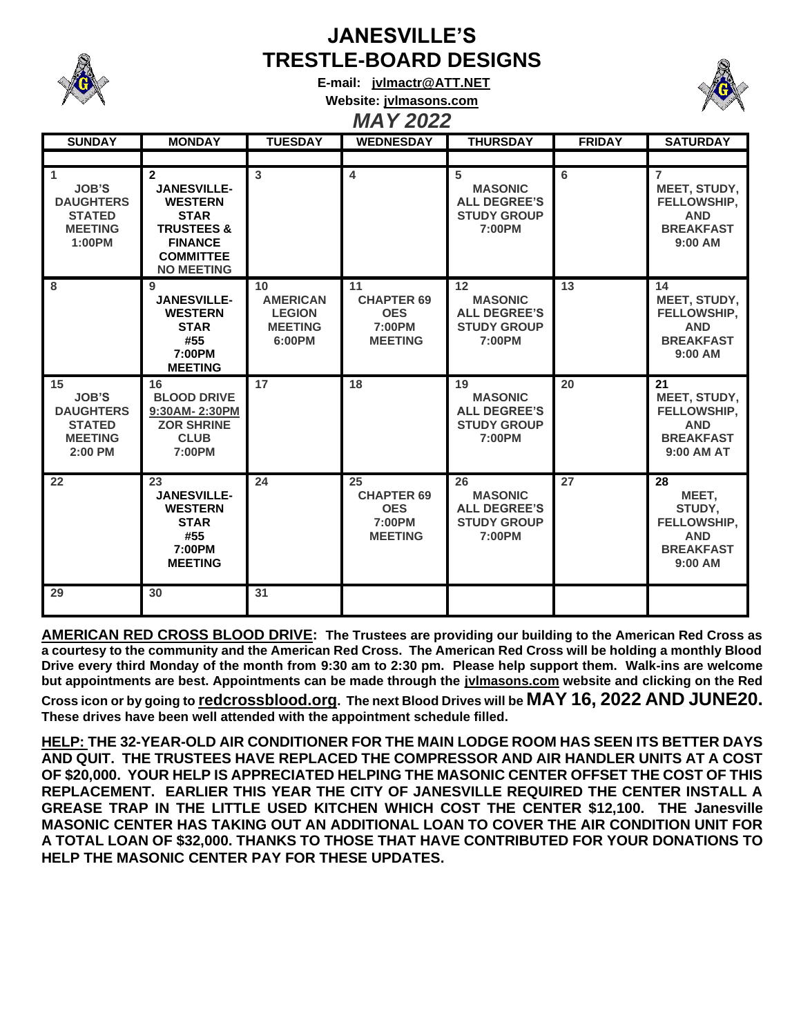# JANESVILLE'S TRESTLE-BOARD DESIGNS

**E-mail: jvlmactr@ATT.NET**

**Website: jvlmasons.com**

## *MAY 2022*

| SUNDAY | MONDAY | TUESDAY | WEDNESDAY | THURSDAY | FRIDAY | SATURDAY |
|---|---|---|---|---|---|---|
| | | | | | | |
| **1** JOB'S DAUGHTERS STATED MEETING 1:00PM | **2** JANESVILLE-WESTERN STAR TRUSTEES & FINANCE COMMITTEE NO MEETING | **3** | **4** | **5** MASONIC ALL DEGREE'S STUDY GROUP 7:00PM | **6** | **7** MEET, STUDY, FELLOWSHIP, AND BREAKFAST 9:00 AM |
| **8** | **9** JANESVILLE-WESTERN STAR #55 7:00PM MEETING | **10** AMERICAN LEGION MEETING 6:00PM | **11** CHAPTER 69 OES 7:00PM MEETING | **12** MASONIC ALL DEGREE'S STUDY GROUP 7:00PM | **13** | **14** MEET, STUDY, FELLOWSHIP, AND BREAKFAST 9:00 AM |
| **15** JOB'S DAUGHTERS STATED MEETING 2:00 PM | **16** BLOOD DRIVE 9:30AM- 2:30PM ZOR SHRINE CLUB 7:00PM | **17** | **18** | **19** MASONIC ALL DEGREE'S STUDY GROUP 7:00PM | **20** | **21** MEET, STUDY, FELLOWSHIP, AND BREAKFAST 9:00 AM AT |
| **22** | **23** JANESVILLE-WESTERN STAR #55 7:00PM MEETING | **24** | **25** CHAPTER 69 OES 7:00PM MEETING | **26** MASONIC ALL DEGREE'S STUDY GROUP 7:00PM | **27** | **28** MEET, STUDY, FELLOWSHIP, AND BREAKFAST 9:00 AM |
| **29** | **30** | **31** | | | | |

**AMERICAN RED CROSS BLOOD DRIVE: The Trustees are providing our building to the American Red Cross as a courtesy to the community and the American Red Cross. The American Red Cross will be holding a monthly Blood Drive every third Monday of the month from 9:30 am to 2:30 pm. Please help support them. Walk-ins are welcome but appointments are best. Appointments can be made through the jvlmasons.com website and clicking on the Red Cross icon or by going to redcrossblood.org. The next Blood Drives will be MAY 16, 2022 AND JUNE20. These drives have been well attended with the appointment schedule filled.**

**HELP: THE 32-YEAR-OLD AIR CONDITIONER FOR THE MAIN LODGE ROOM HAS SEEN ITS BETTER DAYS AND QUIT. THE TRUSTEES HAVE REPLACED THE COMPRESSOR AND AIR HANDLER UNITS AT A COST OF $20,000. YOUR HELP IS APPRECIATED HELPING THE MASONIC CENTER OFFSET THE COST OF THIS REPLACEMENT. EARLIER THIS YEAR THE CITY OF JANESVILLE REQUIRED THE CENTER INSTALL A GREASE TRAP IN THE LITTLE USED KITCHEN WHICH COST THE CENTER $12,100. THE Janesville MASONIC CENTER HAS TAKING OUT AN ADDITIONAL LOAN TO COVER THE AIR CONDITION UNIT FOR A TOTAL LOAN OF $32,000. THANKS TO THOSE THAT HAVE CONTRIBUTED FOR YOUR DONATIONS TO HELP THE MASONIC CENTER PAY FOR THESE UPDATES.**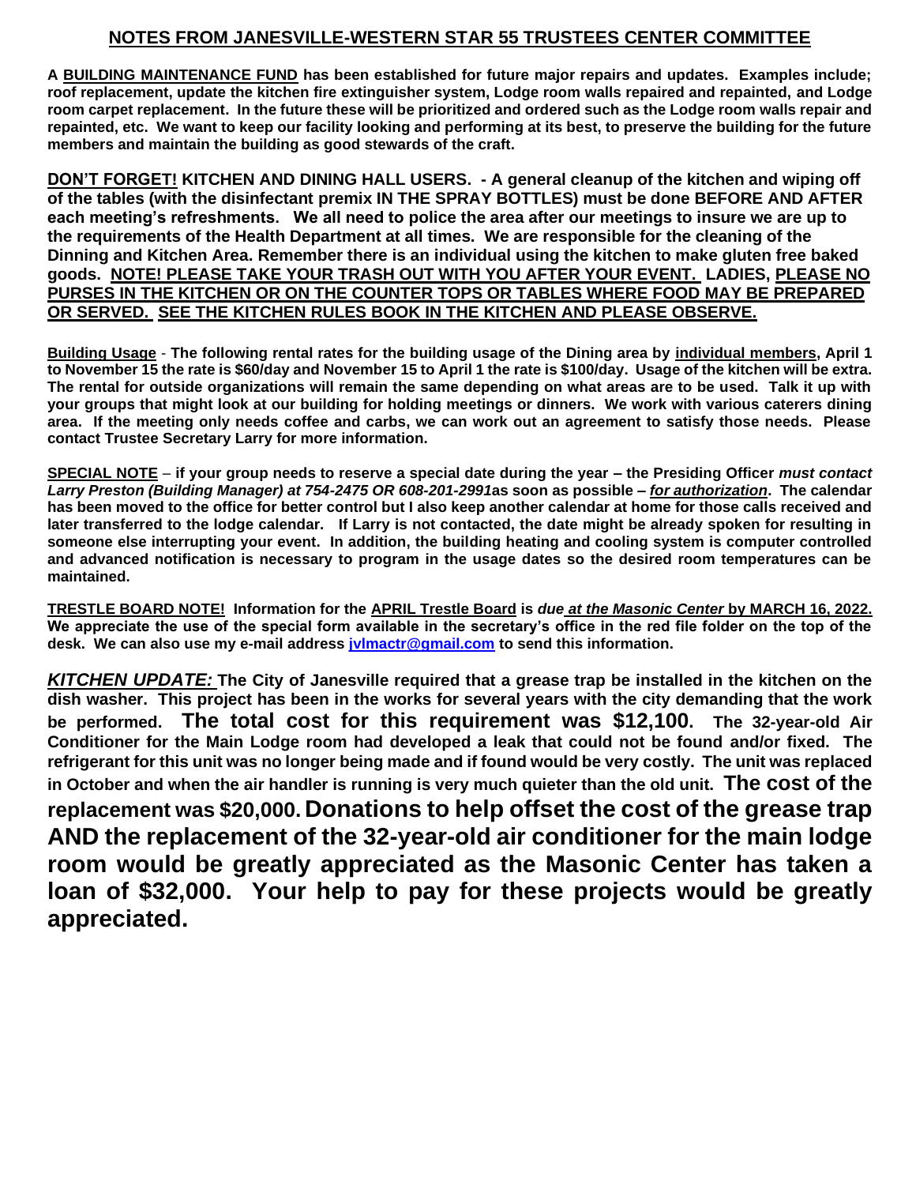## NOTES FROM JANESVILLE-WESTERN STAR 55 TRUSTEES CENTER COMMITTEE

**A <u>BUILDING MAINTENANCE FUND</u> has been established for future major repairs and updates. Examples include; roof replacement, update the kitchen fire extinguisher system, Lodge room walls repaired and repainted, and Lodge room carpet replacement. In the future these will be prioritized and ordered such as the Lodge room walls repair and repainted, etc. We want to keep our facility looking and performing at its best, to preserve the building for the future members and maintain the building as good stewards of the craft.**

**<u>DON'T FORGET!</u> KITCHEN AND DINING HALL USERS. - A general cleanup of the kitchen and wiping off of the tables (with the disinfectant premix IN THE SPRAY BOTTLES) must be done BEFORE AND AFTER each meeting's refreshments. We all need to police the area after our meetings to insure we are up to the requirements of the Health Department at all times. We are responsible for the cleaning of the Dinning and Kitchen Area. Remember there is an individual using the kitchen to make gluten free baked goods. <u>NOTE! PLEASE TAKE YOUR TRASH OUT WITH YOU AFTER YOUR EVENT.</u> LADIES, <u>PLEASE NO PURSES IN THE KITCHEN OR ON THE COUNTER TOPS OR TABLES WHERE FOOD MAY BE PREPARED OR SERVED.</u> <u>SEE THE KITCHEN RULES BOOK IN THE KITCHEN AND PLEASE OBSERVE.</u>**

**<u>Building Usage</u> - The following rental rates for the building usage of the Dining area by <u>individual members</u>, April 1 to November 15 the rate is $60/day and November 15 to April 1 the rate is $100/day. Usage of the kitchen will be extra. The rental for outside organizations will remain the same depending on what areas are to be used. Talk it up with your groups that might look at our building for holding meetings or dinners. We work with various caterers dining area. If the meeting only needs coffee and carbs, we can work out an agreement to satisfy those needs. Please contact Trustee Secretary Larry for more information.**

**<u>SPECIAL NOTE</u> – if your group needs to reserve a special date during the year – the Presiding Officer *must contact Larry Preston (Building Manager) at 754-2475 OR 608-201-2991*as soon as possible – *<u>for authorization</u>*. The calendar has been moved to the office for better control but I also keep another calendar at home for those calls received and later transferred to the lodge calendar. If Larry is not contacted, the date might be already spoken for resulting in someone else interrupting your event. In addition, the building heating and cooling system is computer controlled and advanced notification is necessary to program in the usage dates so the desired room temperatures can be maintained.**

**<u>TRESTLE BOARD NOTE!</u> Information for the <u>APRIL Trestle Board</u> is *due <u>at the Masonic Center</u>* by <u>MARCH 16, 2022.</u> We appreciate the use of the special form available in the secretary's office in the red file folder on the top of the desk. We can also use my e-mail address <u>jvlmactr@gmail.com</u> to send this information.**

***<u>KITCHEN UPDATE:</u>* The City of Janesville required that a grease trap be installed in the kitchen on the dish washer. This project has been in the works for several years with the city demanding that the work be performed. The total cost for this requirement was $12,100. The 32-year-old Air Conditioner for the Main Lodge room had developed a leak that could not be found and/or fixed. The refrigerant for this unit was no longer being made and if found would be very costly. The unit was replaced in October and when the air handler is running is very much quieter than the old unit. The cost of the replacement was $20,000. Donations to help offset the cost of the grease trap AND the replacement of the 32-year-old air conditioner for the main lodge room would be greatly appreciated as the Masonic Center has taken a loan of $32,000. Your help to pay for these projects would be greatly appreciated.**